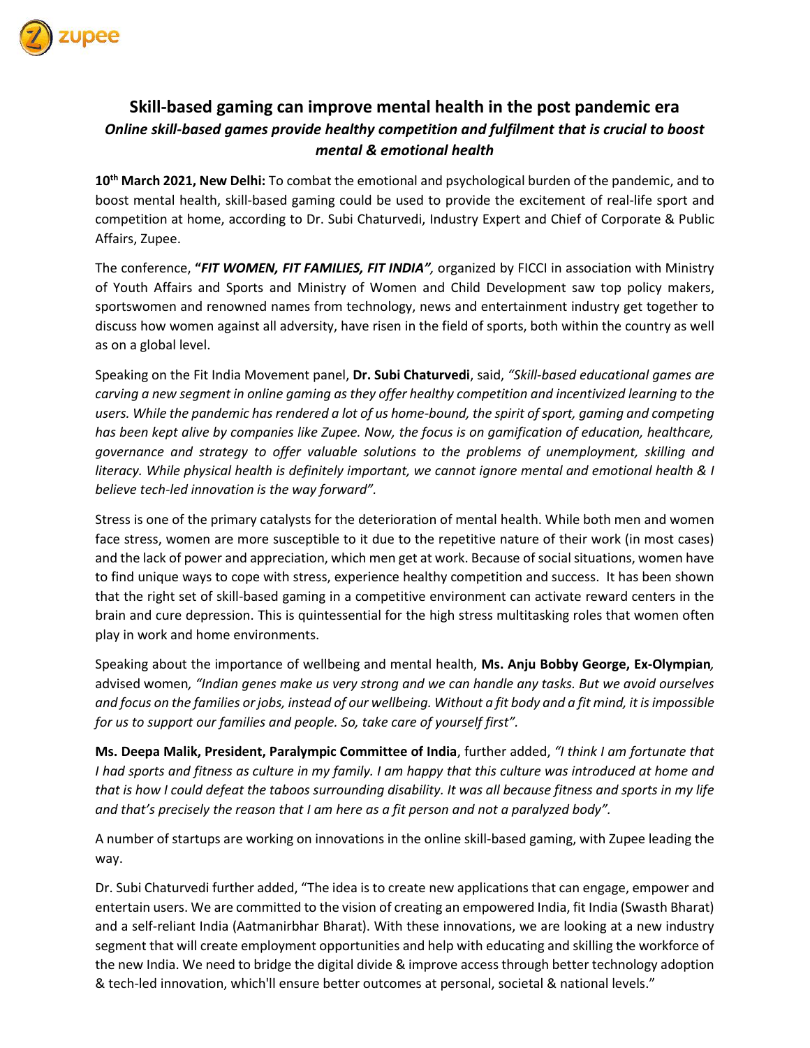# Skill-based gaming can improve mental health in the post pandemic era

***Online skill-based games provide healthy competition and fulfilment that is crucial to boost mental & emotional health***

**10th March 2021, New Delhi:** To combat the emotional and psychological burden of the pandemic, and to boost mental health, skill-based gaming could be used to provide the excitement of real-life sport and competition at home, according to Dr. Subi Chaturvedi, Industry Expert and Chief of Corporate & Public Affairs, Zupee.

The conference, **"*FIT WOMEN, FIT FAMILIES, FIT INDIA"*,** organized by FICCI in association with Ministry of Youth Affairs and Sports and Ministry of Women and Child Development saw top policy makers, sportswomen and renowned names from technology, news and entertainment industry get together to discuss how women against all adversity, have risen in the field of sports, both within the country as well as on a global level.

Speaking on the Fit India Movement panel, **Dr. Subi Chaturvedi**, said, *"Skill-based educational games are carving a new segment in online gaming as they offer healthy competition and incentivized learning to the users. While the pandemic has rendered a lot of us home-bound, the spirit of sport, gaming and competing has been kept alive by companies like Zupee. Now, the focus is on gamification of education, healthcare, governance and strategy to offer valuable solutions to the problems of unemployment, skilling and literacy. While physical health is definitely important, we cannot ignore mental and emotional health & I believe tech-led innovation is the way forward".*

Stress is one of the primary catalysts for the deterioration of mental health. While both men and women face stress, women are more susceptible to it due to the repetitive nature of their work (in most cases) and the lack of power and appreciation, which men get at work. Because of social situations, women have to find unique ways to cope with stress, experience healthy competition and success. It has been shown that the right set of skill-based gaming in a competitive environment can activate reward centers in the brain and cure depression. This is quintessential for the high stress multitasking roles that women often play in work and home environments.

Speaking about the importance of wellbeing and mental health, **Ms. Anju Bobby George, Ex-Olympian***,* advised women*, "Indian genes make us very strong and we can handle any tasks. But we avoid ourselves and focus on the families or jobs, instead of our wellbeing. Without a fit body and a fit mind, it is impossible for us to support our families and people. So, take care of yourself first".*

**Ms. Deepa Malik, President, Paralympic Committee of India**, further added, *"I think I am fortunate that I had sports and fitness as culture in my family. I am happy that this culture was introduced at home and that is how I could defeat the taboos surrounding disability. It was all because fitness and sports in my life and that's precisely the reason that I am here as a fit person and not a paralyzed body".*

A number of startups are working on innovations in the online skill-based gaming, with Zupee leading the way.

Dr. Subi Chaturvedi further added, "The idea is to create new applications that can engage, empower and entertain users. We are committed to the vision of creating an empowered India, fit India (Swasth Bharat) and a self-reliant India (Aatmanirbhar Bharat). With these innovations, we are looking at a new industry segment that will create employment opportunities and help with educating and skilling the workforce of the new India. We need to bridge the digital divide & improve access through better technology adoption & tech-led innovation, which'll ensure better outcomes at personal, societal & national levels."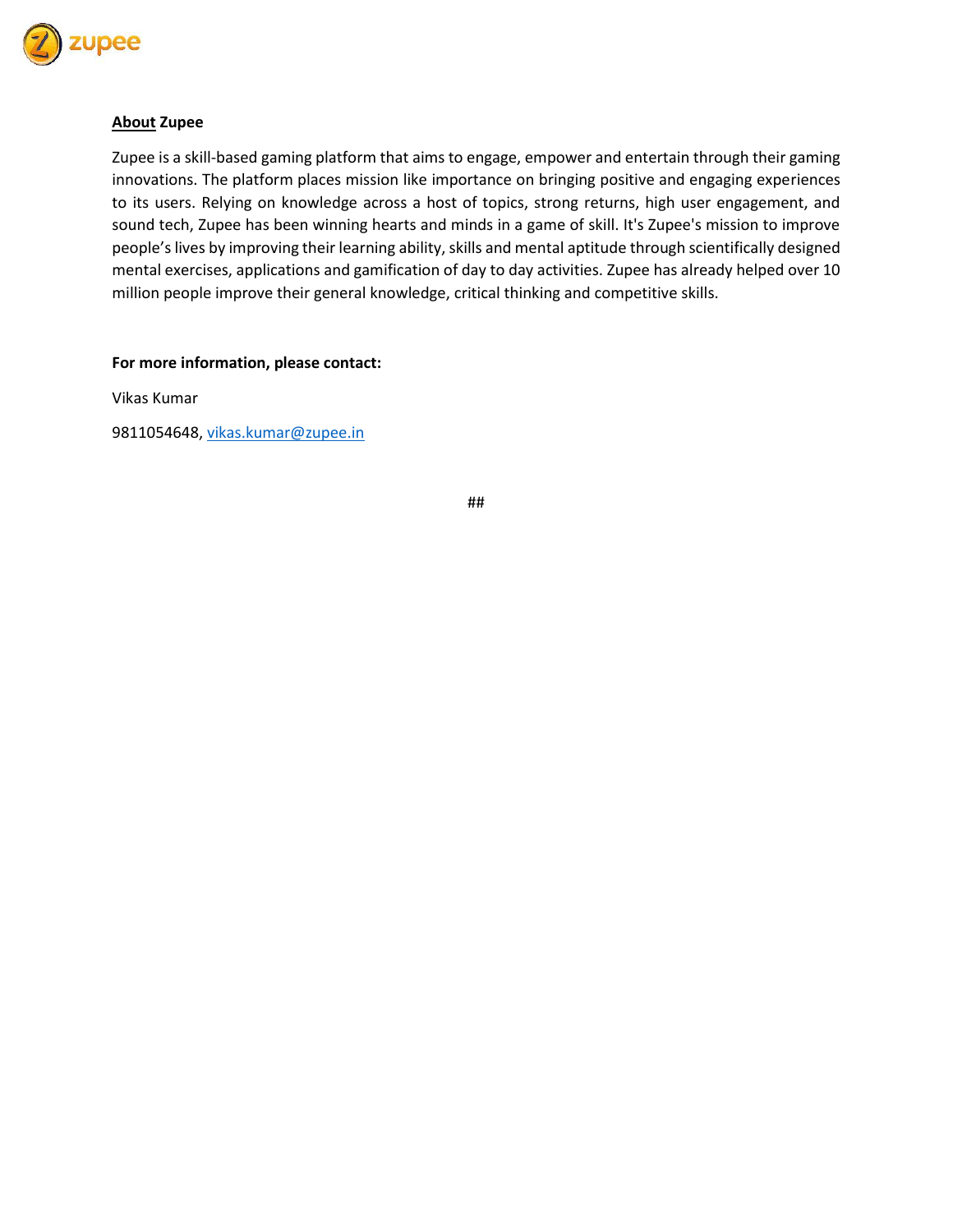**About Zupee**

Zupee is a skill-based gaming platform that aims to engage, empower and entertain through their gaming innovations. The platform places mission like importance on bringing positive and engaging experiences to its users. Relying on knowledge across a host of topics, strong returns, high user engagement, and sound tech, Zupee has been winning hearts and minds in a game of skill. It's Zupee's mission to improve people's lives by improving their learning ability, skills and mental aptitude through scientifically designed mental exercises, applications and gamification of day to day activities. Zupee has already helped over 10 million people improve their general knowledge, critical thinking and competitive skills.

**For more information, please contact:**

Vikas Kumar

9811054648, vikas.kumar@zupee.in

##